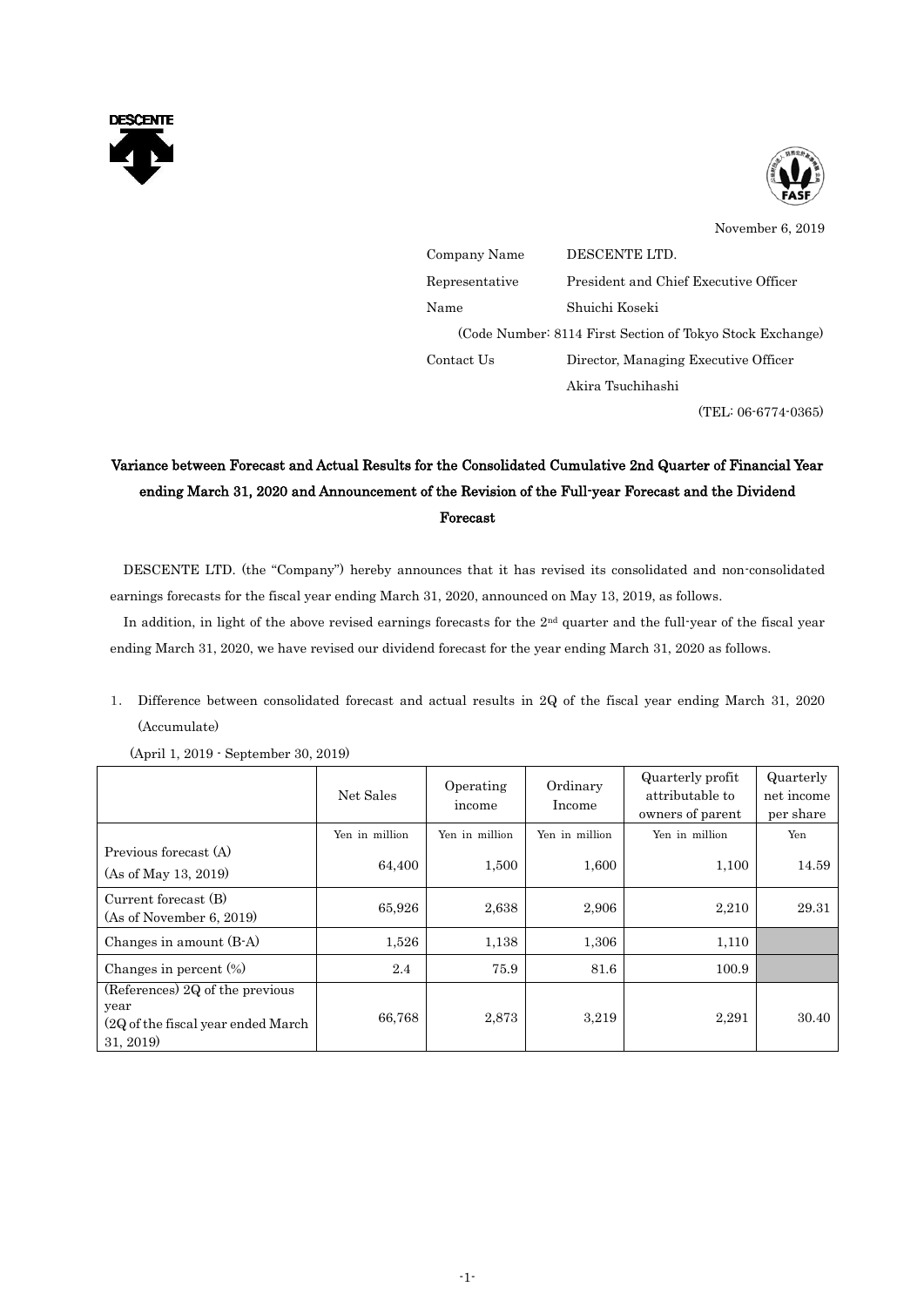November 6, 2019

Company Name DESCENTE LTD.
Representative President and Chief Executive Officer
Name Shuichi Koseki
(Code Number: 8114 First Section of Tokyo Stock Exchange)
Contact Us Director, Managing Executive Officer
Akira Tsuchihashi
(TEL: 06-6774-0365)

# Variance between Forecast and Actual Results for the Consolidated Cumulative 2nd Quarter of Financial Year ending March 31, 2020 and Announcement of the Revision of the Full-year Forecast and the Dividend Forecast

DESCENTE LTD. (the "Company") hereby announces that it has revised its consolidated and non-consolidated earnings forecasts for the fiscal year ending March 31, 2020, announced on May 13, 2019, as follows.

In addition, in light of the above revised earnings forecasts for the 2nd quarter and the full-year of the fiscal year ending March 31, 2020, we have revised our dividend forecast for the year ending March 31, 2020 as follows.

1. Difference between consolidated forecast and actual results in 2Q of the fiscal year ending March 31, 2020 (Accumulate)

(April 1, 2019 - September 30, 2019)

| | Net Sales | Operating income | Ordinary Income | Quarterly profit attributable to owners of parent | Quarterly net income per share |
|---|---|---|---|---|---|
| | Yen in million | Yen in million | Yen in million | Yen in million | Yen |
| Previous forecast (A) (As of May 13, 2019) | 64,400 | 1,500 | 1,600 | 1,100 | 14.59 |
| Current forecast (B) (As of November 6, 2019) | 65,926 | 2,638 | 2,906 | 2,210 | 29.31 |
| Changes in amount (B-A) | 1,526 | 1,138 | 1,306 | 1,110 | |
| Changes in percent (%) | 2.4 | 75.9 | 81.6 | 100.9 | |
| (References) 2Q of the previous year (2Q of the fiscal year ended March 31, 2019) | 66,768 | 2,873 | 3,219 | 2,291 | 30.40 |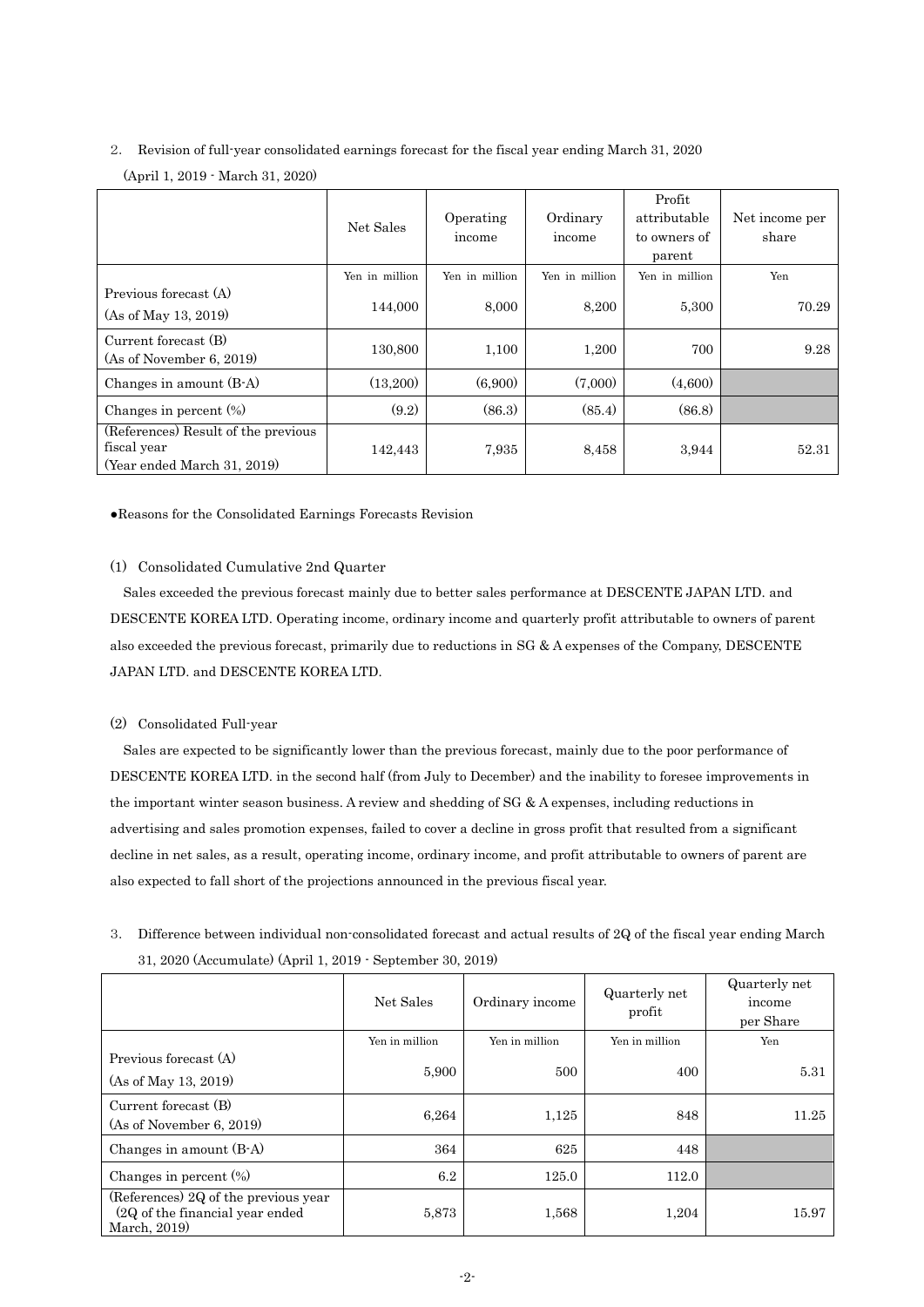2. Revision of full-year consolidated earnings forecast for the fiscal year ending March 31, 2020

(April 1, 2019 - March 31, 2020)

| | Net Sales | Operating income | Ordinary income | Profit attributable to owners of parent | Net income per share |
|---|---|---|---|---|---|
| | Yen in million | Yen in million | Yen in million | Yen in million | Yen |
| Previous forecast (A) (As of May 13, 2019) | 144,000 | 8,000 | 8,200 | 5,300 | 70.29 |
| Current forecast (B) (As of November 6, 2019) | 130,800 | 1,100 | 1,200 | 700 | 9.28 |
| Changes in amount (B-A) | (13,200) | (6,900) | (7,000) | (4,600) | |
| Changes in percent (%) | (9.2) | (86.3) | (85.4) | (86.8) | |
| (References) Result of the previous fiscal year (Year ended March 31, 2019) | 142,443 | 7,935 | 8,458 | 3,944 | 52.31 |

●Reasons for the Consolidated Earnings Forecasts Revision

(1) Consolidated Cumulative 2nd Quarter

Sales exceeded the previous forecast mainly due to better sales performance at DESCENTE JAPAN LTD. and DESCENTE KOREA LTD. Operating income, ordinary income and quarterly profit attributable to owners of parent also exceeded the previous forecast, primarily due to reductions in SG & A expenses of the Company, DESCENTE JAPAN LTD. and DESCENTE KOREA LTD.

(2) Consolidated Full-year

Sales are expected to be significantly lower than the previous forecast, mainly due to the poor performance of DESCENTE KOREA LTD. in the second half (from July to December) and the inability to foresee improvements in the important winter season business. A review and shedding of SG & A expenses, including reductions in advertising and sales promotion expenses, failed to cover a decline in gross profit that resulted from a significant decline in net sales, as a result, operating income, ordinary income, and profit attributable to owners of parent are also expected to fall short of the projections announced in the previous fiscal year.

3. Difference between individual non-consolidated forecast and actual results of 2Q of the fiscal year ending March 31, 2020 (Accumulate) (April 1, 2019 - September 30, 2019)

| | Net Sales | Ordinary income | Quarterly net profit | Quarterly net income per Share |
|---|---|---|---|---|
| | Yen in million | Yen in million | Yen in million | Yen |
| Previous forecast (A) (As of May 13, 2019) | 5,900 | 500 | 400 | 5.31 |
| Current forecast (B) (As of November 6, 2019) | 6,264 | 1,125 | 848 | 11.25 |
| Changes in amount (B-A) | 364 | 625 | 448 | |
| Changes in percent (%) | 6.2 | 125.0 | 112.0 | |
| (References) 2Q of the previous year (2Q of the financial year ended March, 2019) | 5,873 | 1,568 | 1,204 | 15.97 |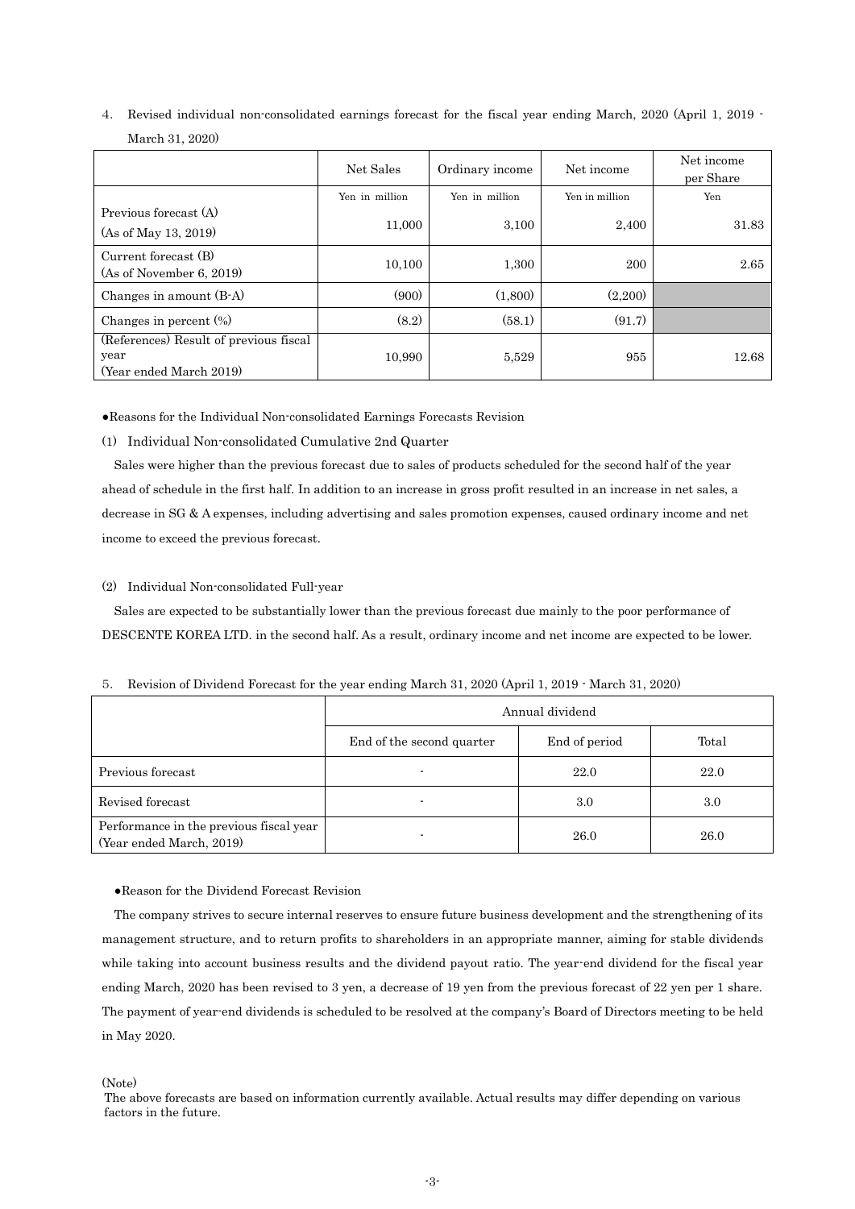4. Revised individual non-consolidated earnings forecast for the fiscal year ending March, 2020 (April 1, 2019 - March 31, 2020)

| | Net Sales | Ordinary income | Net income | Net income per Share |
|---|---|---|---|---|
| | Yen in million | Yen in million | Yen in million | Yen |
| Previous forecast (A) (As of May 13, 2019) | 11,000 | 3,100 | 2,400 | 31.83 |
| Current forecast (B) (As of November 6, 2019) | 10,100 | 1,300 | 200 | 2.65 |
| Changes in amount (B-A) | (900) | (1,800) | (2,200) | |
| Changes in percent (%) | (8.2) | (58.1) | (91.7) | |
| (References) Result of previous fiscal year (Year ended March 2019) | 10,990 | 5,529 | 955 | 12.68 |

●Reasons for the Individual Non-consolidated Earnings Forecasts Revision

(1) Individual Non-consolidated Cumulative 2nd Quarter

Sales were higher than the previous forecast due to sales of products scheduled for the second half of the year ahead of schedule in the first half. In addition to an increase in gross profit resulted in an increase in net sales, a decrease in SG & A expenses, including advertising and sales promotion expenses, caused ordinary income and net income to exceed the previous forecast.

(2) Individual Non-consolidated Full-year

Sales are expected to be substantially lower than the previous forecast due mainly to the poor performance of DESCENTE KOREA LTD. in the second half. As a result, ordinary income and net income are expected to be lower.

5. Revision of Dividend Forecast for the year ending March 31, 2020 (April 1, 2019 - March 31, 2020)

| | Annual dividend | | |
|---|---|---|---|
| | End of the second quarter | End of period | Total |
| Previous forecast | - | 22.0 | 22.0 |
| Revised forecast | - | 3.0 | 3.0 |
| Performance in the previous fiscal year (Year ended March, 2019) | - | 26.0 | 26.0 |

●Reason for the Dividend Forecast Revision

The company strives to secure internal reserves to ensure future business development and the strengthening of its management structure, and to return profits to shareholders in an appropriate manner, aiming for stable dividends while taking into account business results and the dividend payout ratio. The year-end dividend for the fiscal year ending March, 2020 has been revised to 3 yen, a decrease of 19 yen from the previous forecast of 22 yen per 1 share. The payment of year-end dividends is scheduled to be resolved at the company's Board of Directors meeting to be held in May 2020.

(Note)
The above forecasts are based on information currently available. Actual results may differ depending on various factors in the future.